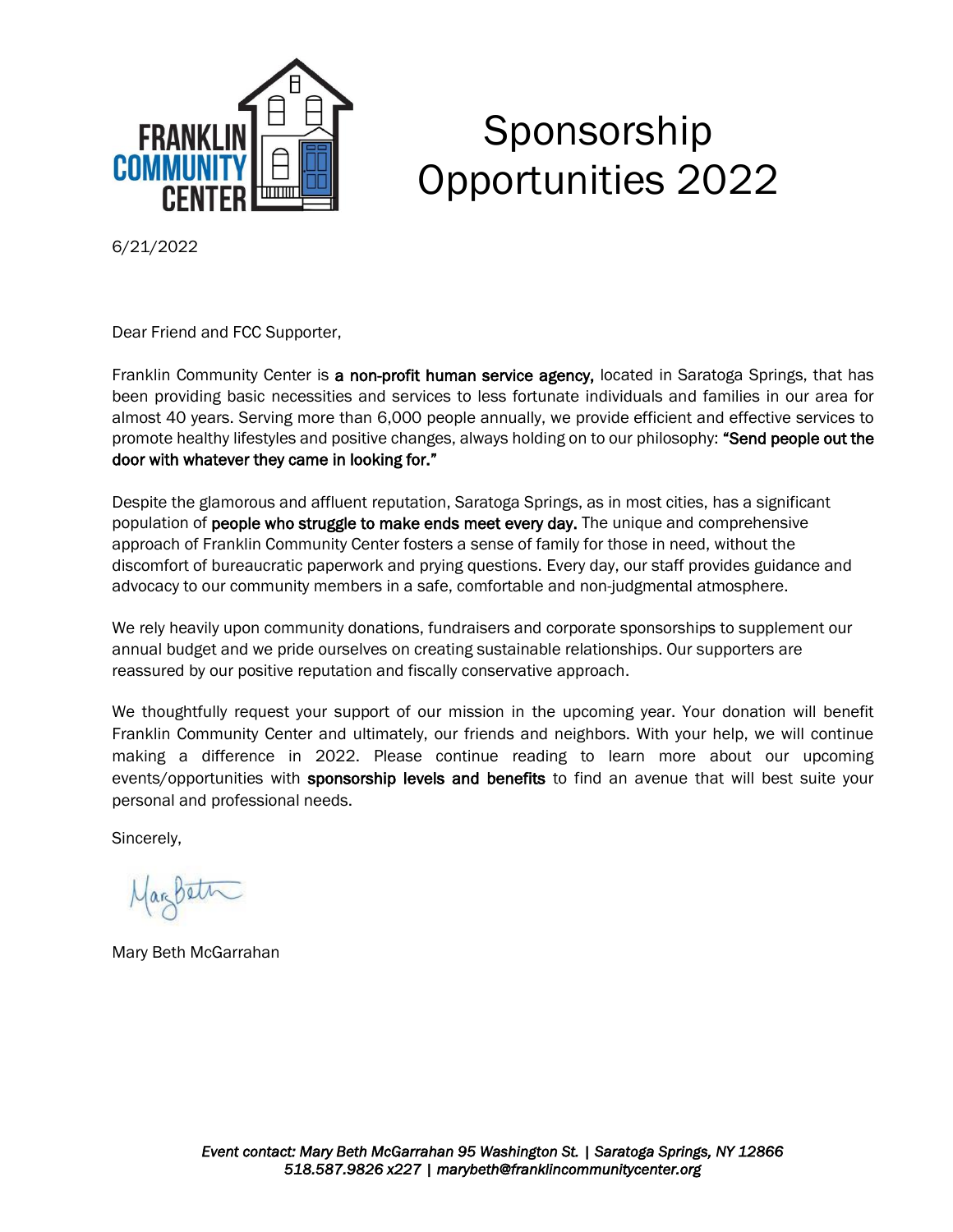# Sponsorship Opportunities 2022

6/21/2022

Dear Friend and FCC Supporter,

Franklin Community Center is **a non-profit human service agency,** located in Saratoga Springs, that has been providing basic necessities and services to less fortunate individuals and families in our area for almost 40 years. Serving more than 6,000 people annually, we provide efficient and effective services to promote healthy lifestyles and positive changes, always holding on to our philosophy: **"Send people out the door with whatever they came in looking for."**

Despite the glamorous and affluent reputation, Saratoga Springs, as in most cities, has a significant population of **people who struggle to make ends meet every day.** The unique and comprehensive approach of Franklin Community Center fosters a sense of family for those in need, without the discomfort of bureaucratic paperwork and prying questions. Every day, our staff provides guidance and advocacy to our community members in a safe, comfortable and non-judgmental atmosphere.

We rely heavily upon community donations, fundraisers and corporate sponsorships to supplement our annual budget and we pride ourselves on creating sustainable relationships. Our supporters are reassured by our positive reputation and fiscally conservative approach.

We thoughtfully request your support of our mission in the upcoming year. Your donation will benefit Franklin Community Center and ultimately, our friends and neighbors. With your help, we will continue making a difference in 2022. Please continue reading to learn more about our upcoming events/opportunities with **sponsorship levels and benefits** to find an avenue that will best suite your personal and professional needs.

Sincerely,

MaryBeth

Mary Beth McGarrahan

*Event contact: Mary Beth McGarrahan 95 Washington St. | Saratoga Springs, NY 12866*
*518.587.9826 x227 | marybeth@franklincommunitycenter.org*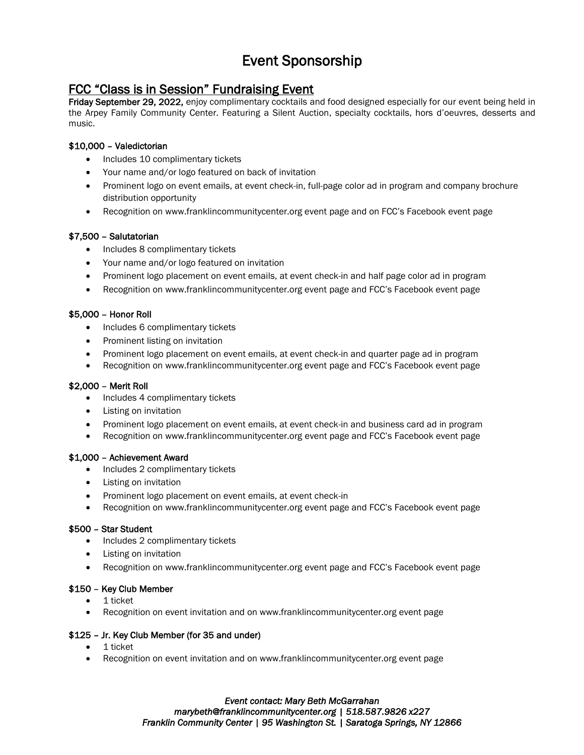# Event Sponsorship

## FCC "Class is in Session" Fundraising Event

**Friday September 29, 2022,** enjoy complimentary cocktails and food designed especially for our event being held in the Arpey Family Community Center. Featuring a Silent Auction, specialty cocktails, hors d'oeuvres, desserts and music.

### $10,000 – Valedictorian

- Includes 10 complimentary tickets
- Your name and/or logo featured on back of invitation
- Prominent logo on event emails, at event check-in, full-page color ad in program and company brochure distribution opportunity
- Recognition on www.franklincommunitycenter.org event page and on FCC's Facebook event page

### $7,500 – Salutatorian

- Includes 8 complimentary tickets
- Your name and/or logo featured on invitation
- Prominent logo placement on event emails, at event check-in and half page color ad in program
- Recognition on www.franklincommunitycenter.org event page and FCC's Facebook event page

### $5,000 – Honor Roll

- Includes 6 complimentary tickets
- Prominent listing on invitation
- Prominent logo placement on event emails, at event check-in and quarter page ad in program
- Recognition on www.franklincommunitycenter.org event page and FCC's Facebook event page

### $2,000 – Merit Roll

- Includes 4 complimentary tickets
- Listing on invitation
- Prominent logo placement on event emails, at event check-in and business card ad in program
- Recognition on www.franklincommunitycenter.org event page and FCC's Facebook event page

### $1,000 – Achievement Award

- Includes 2 complimentary tickets
- Listing on invitation
- Prominent logo placement on event emails, at event check-in
- Recognition on www.franklincommunitycenter.org event page and FCC's Facebook event page

### $500 – Star Student

- Includes 2 complimentary tickets
- Listing on invitation
- Recognition on www.franklincommunitycenter.org event page and FCC's Facebook event page

### $150 – Key Club Member

- 1 ticket
- Recognition on event invitation and on www.franklincommunitycenter.org event page

### $125 – Jr. Key Club Member (for 35 and under)

- 1 ticket
- Recognition on event invitation and on www.franklincommunitycenter.org event page

*Event contact: Mary Beth McGarrahan*
*marybeth@franklincommunitycenter.org | 518.587.9826 x227*
*Franklin Community Center | 95 Washington St. | Saratoga Springs, NY 12866*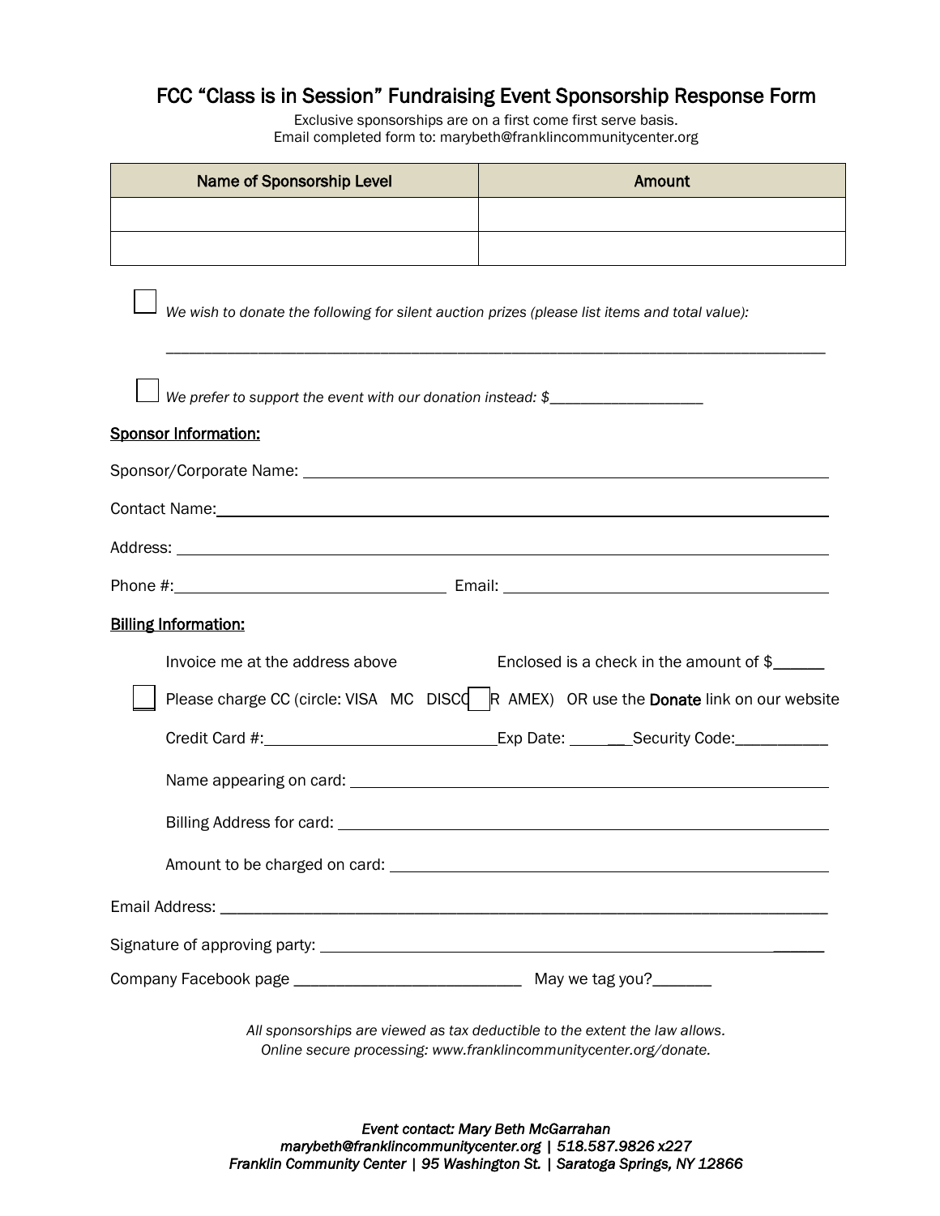# FCC "Class is in Session" Fundraising Event Sponsorship Response Form

Exclusive sponsorships are on a first come first serve basis.
Email completed form to: marybeth@franklincommunitycenter.org

| Name of Sponsorship Level | Amount |
|---|---|
| | |
| | |

☐ *We wish to donate the following for silent auction prizes (please list items and total value):*

_______________________________________________________________________________

☐ *We prefer to support the event with our donation instead: $___________________*

**Sponsor Information:**

Sponsor/Corporate Name: ______________________________________________________

Contact Name: ______________________________________________________

Address: ______________________________________________________

Phone #: ______________________________ Email: ______________________________

**Billing Information:**

Invoice me at the address above     Enclosed is a check in the amount of $______

☐ Please charge CC (circle: VISA MC DISCOVER AMEX) OR use the **Donate** link on our website

Credit Card #: ___________________________ Exp Date: _________ Security Code: ___________

Name appearing on card: ______________________________________________________

Billing Address for card: ______________________________________________________

Amount to be charged on card: ______________________________________________________

Email Address: ______________________________________________________

Signature of approving party: ______________________________________________________

Company Facebook page ____________________________ May we tag you?_______

*All sponsorships are viewed as tax deductible to the extent the law allows.*
*Online secure processing: www.franklincommunitycenter.org/donate.*

*Event contact: Mary Beth McGarrahan*
*marybeth@franklincommunitycenter.org | 518.587.9826 x227*
*Franklin Community Center | 95 Washington St. | Saratoga Springs, NY 12866*